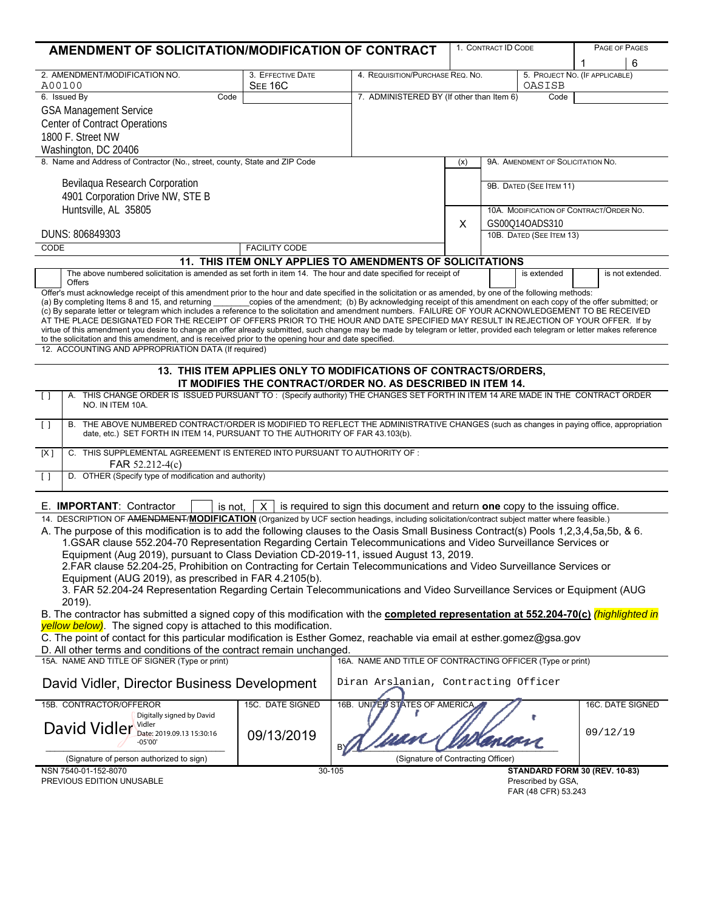# AMENDMENT OF SOLICITATION/MODIFICATION OF CONTRACT

| 1. CONTRACT ID CODE | PAGE OF PAGES |
|---|---|
| | 1 6 |

| 2. AMENDMENT/MODIFICATION NO. | 3. EFFECTIVE DATE | 4. REQUISITION/PURCHASE REQ. NO. | 5. PROJECT NO. (IF APPLICABLE) |
|---|---|---|---|
| A00100 | SEE 16C | | OASISB |

**6. Issued By** Code

GSA Management Service
Center of Contract Operations
1800 F. Street NW
Washington, DC 20406

**7. ADMINISTERED BY (If other than Item 6)** Code

**8. Name and Address of Contractor (No., street, county, State and ZIP Code**

Bevilaqua Research Corporation
4901 Corporation Drive NW, STE B
Huntsville, AL 35805

DUNS: 806849303

CODE | FACILITY CODE

| (x) | |
|---|---|
| | 9A. AMENDMENT OF SOLICITATION NO. |
| | 9B. DATED (SEE ITEM 11) |
| X | 10A. MODIFICATION OF CONTRACT/ORDER NO. GS00Q14OADS310 |
| | 10B. DATED (SEE ITEM 13) |

## 11. THIS ITEM ONLY APPLIES TO AMENDMENTS OF SOLICITATIONS

[ ] The above numbered solicitation is amended as set forth in item 14. The hour and date specified for receipt of Offers [ ] is extended [ ] is not extended.

Offer's must acknowledge receipt of this amendment prior to the hour and date specified in the solicitation or as amended, by one of the following methods: (a) By completing Items 8 and 15, and returning ________copies of the amendment; (b) By acknowledging receipt of this amendment on each copy of the offer submitted; or (c) By separate letter or telegram which includes a reference to the solicitation and amendment numbers. FAILURE OF YOUR ACKNOWLEDGEMENT TO BE RECEIVED AT THE PLACE DESIGNATED FOR THE RECEIPT OF OFFERS PRIOR TO THE HOUR AND DATE SPECIFIED MAY RESULT IN REJECTION OF YOUR OFFER. If by virtue of this amendment you desire to change an offer already submitted, such change may be made by telegram or letter, provided each telegram or letter makes reference to the solicitation and this amendment, and is received prior to the opening hour and date specified.

12. ACCOUNTING AND APPROPRIATION DATA (If required)

## 13. THIS ITEM APPLIES ONLY TO MODIFICATIONS OF CONTRACTS/ORDERS, IT MODIFIES THE CONTRACT/ORDER NO. AS DESCRIBED IN ITEM 14.

[ ] A. THIS CHANGE ORDER IS ISSUED PURSUANT TO : (Specify authority) THE CHANGES SET FORTH IN ITEM 14 ARE MADE IN THE CONTRACT ORDER NO. IN ITEM 10A.

[ ] B. THE ABOVE NUMBERED CONTRACT/ORDER IS MODIFIED TO REFLECT THE ADMINISTRATIVE CHANGES (such as changes in paying office, appropriation date, etc.) SET FORTH IN ITEM 14, PURSUANT TO THE AUTHORITY OF FAR 43.103(b).

[X] C. THIS SUPPLEMENTAL AGREEMENT IS ENTERED INTO PURSUANT TO AUTHORITY OF : FAR 52.212-4(c)

[ ] D. OTHER (Specify type of modification and authority)

E. **IMPORTANT**: Contractor [ ] is not, [X] is required to sign this document and return **one** copy to the issuing office.

14. DESCRIPTION OF ~~AMENDMENT~~/**MODIFICATION** (Organized by UCF section headings, including solicitation/contract subject matter where feasible.)

A. The purpose of this modification is to add the following clauses to the Oasis Small Business Contract(s) Pools 1,2,3,4,5a,5b, & 6.
1.GSAR clause 552.204-70 Representation Regarding Certain Telecommunications and Video Surveillance Services or Equipment (Aug 2019), pursuant to Class Deviation CD-2019-11, issued August 13, 2019.
2.FAR clause 52.204-25, Prohibition on Contracting for Certain Telecommunications and Video Surveillance Services or Equipment (AUG 2019), as prescribed in FAR 4.2105(b).
3. FAR 52.204-24 Representation Regarding Certain Telecommunications and Video Surveillance Services or Equipment (AUG 2019).

B. The contractor has submitted a signed copy of this modification with the **completed representation at 552.204-70(c)** *(highlighted in yellow below)*. The signed copy is attached to this modification.

C. The point of contact for this particular modification is Esther Gomez, reachable via email at esther.gomez@gsa.gov

D. All other terms and conditions of the contract remain unchanged.

| 15A. NAME AND TITLE OF SIGNER (Type or print) | | 16A. NAME AND TITLE OF CONTRACTING OFFICER (Type or print) | |
|---|---|---|---|
| David Vidler, Director Business Development | | Diran Arslanian, Contracting Officer | |
| 15B. CONTRACTOR/OFFEROR | 15C. DATE SIGNED | 16B. UNITED STATES OF AMERICA | 16C. DATE SIGNED |
| David Vidler (Digitally signed by David Vidler Date: 2019.09.13 15:30:16 -05'00') | 09/13/2019 | BY [signature] | 09/12/19 |
| (Signature of person authorized to sign) | | (Signature of Contracting Officer) | |

NSN 7540-01-152-8070
PREVIOUS EDITION UNUSABLE

30-105

**STANDARD FORM 30 (REV. 10-83)**
Prescribed by GSA,
FAR (48 CFR) 53.243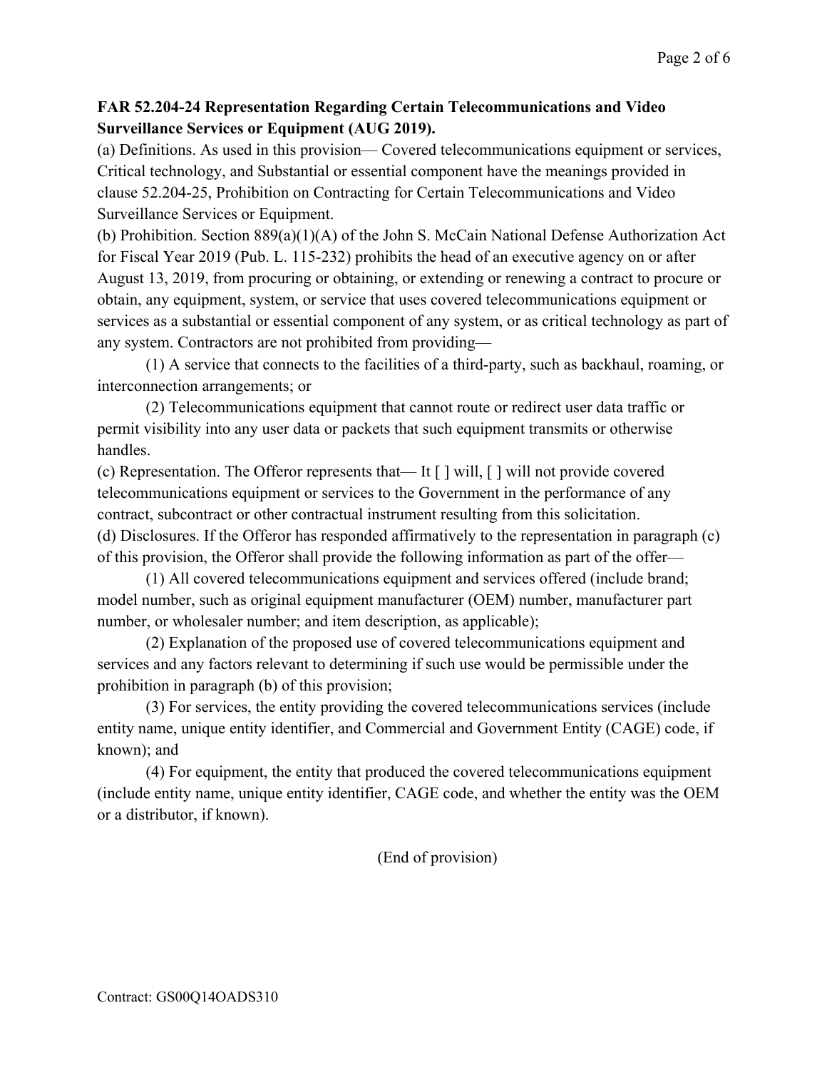**FAR 52.204-24 Representation Regarding Certain Telecommunications and Video Surveillance Services or Equipment (AUG 2019).**

(a) Definitions. As used in this provision— Covered telecommunications equipment or services, Critical technology, and Substantial or essential component have the meanings provided in clause 52.204-25, Prohibition on Contracting for Certain Telecommunications and Video Surveillance Services or Equipment.

(b) Prohibition. Section 889(a)(1)(A) of the John S. McCain National Defense Authorization Act for Fiscal Year 2019 (Pub. L. 115-232) prohibits the head of an executive agency on or after August 13, 2019, from procuring or obtaining, or extending or renewing a contract to procure or obtain, any equipment, system, or service that uses covered telecommunications equipment or services as a substantial or essential component of any system, or as critical technology as part of any system. Contractors are not prohibited from providing—

(1) A service that connects to the facilities of a third-party, such as backhaul, roaming, or interconnection arrangements; or

(2) Telecommunications equipment that cannot route or redirect user data traffic or permit visibility into any user data or packets that such equipment transmits or otherwise handles.

(c) Representation. The Offeror represents that— It [ ] will, [ ] will not provide covered telecommunications equipment or services to the Government in the performance of any contract, subcontract or other contractual instrument resulting from this solicitation.

(d) Disclosures. If the Offeror has responded affirmatively to the representation in paragraph (c) of this provision, the Offeror shall provide the following information as part of the offer—

(1) All covered telecommunications equipment and services offered (include brand; model number, such as original equipment manufacturer (OEM) number, manufacturer part number, or wholesaler number; and item description, as applicable);

(2) Explanation of the proposed use of covered telecommunications equipment and services and any factors relevant to determining if such use would be permissible under the prohibition in paragraph (b) of this provision;

(3) For services, the entity providing the covered telecommunications services (include entity name, unique entity identifier, and Commercial and Government Entity (CAGE) code, if known); and

(4) For equipment, the entity that produced the covered telecommunications equipment (include entity name, unique entity identifier, CAGE code, and whether the entity was the OEM or a distributor, if known).

(End of provision)

Contract: GS00Q14OADS310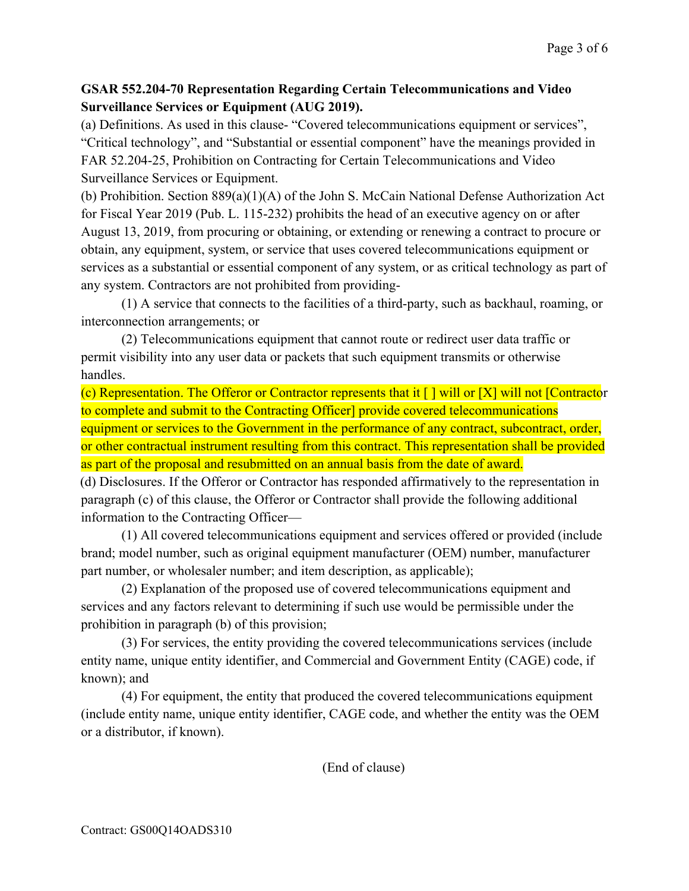**GSAR 552.204-70 Representation Regarding Certain Telecommunications and Video Surveillance Services or Equipment (AUG 2019).**

(a) Definitions. As used in this clause- "Covered telecommunications equipment or services", "Critical technology", and "Substantial or essential component" have the meanings provided in FAR 52.204-25, Prohibition on Contracting for Certain Telecommunications and Video Surveillance Services or Equipment.

(b) Prohibition. Section 889(a)(1)(A) of the John S. McCain National Defense Authorization Act for Fiscal Year 2019 (Pub. L. 115-232) prohibits the head of an executive agency on or after August 13, 2019, from procuring or obtaining, or extending or renewing a contract to procure or obtain, any equipment, system, or service that uses covered telecommunications equipment or services as a substantial or essential component of any system, or as critical technology as part of any system. Contractors are not prohibited from providing-

(1) A service that connects to the facilities of a third-party, such as backhaul, roaming, or interconnection arrangements; or

(2) Telecommunications equipment that cannot route or redirect user data traffic or permit visibility into any user data or packets that such equipment transmits or otherwise handles.

(c) Representation. The Offeror or Contractor represents that it [ ] will or [X] will not [Contractor to complete and submit to the Contracting Officer] provide covered telecommunications equipment or services to the Government in the performance of any contract, subcontract, order, or other contractual instrument resulting from this contract. This representation shall be provided as part of the proposal and resubmitted on an annual basis from the date of award.

(d) Disclosures. If the Offeror or Contractor has responded affirmatively to the representation in paragraph (c) of this clause, the Offeror or Contractor shall provide the following additional information to the Contracting Officer—

(1) All covered telecommunications equipment and services offered or provided (include brand; model number, such as original equipment manufacturer (OEM) number, manufacturer part number, or wholesaler number; and item description, as applicable);

(2) Explanation of the proposed use of covered telecommunications equipment and services and any factors relevant to determining if such use would be permissible under the prohibition in paragraph (b) of this provision;

(3) For services, the entity providing the covered telecommunications services (include entity name, unique entity identifier, and Commercial and Government Entity (CAGE) code, if known); and

(4) For equipment, the entity that produced the covered telecommunications equipment (include entity name, unique entity identifier, CAGE code, and whether the entity was the OEM or a distributor, if known).

(End of clause)

Contract: GS00Q14OADS310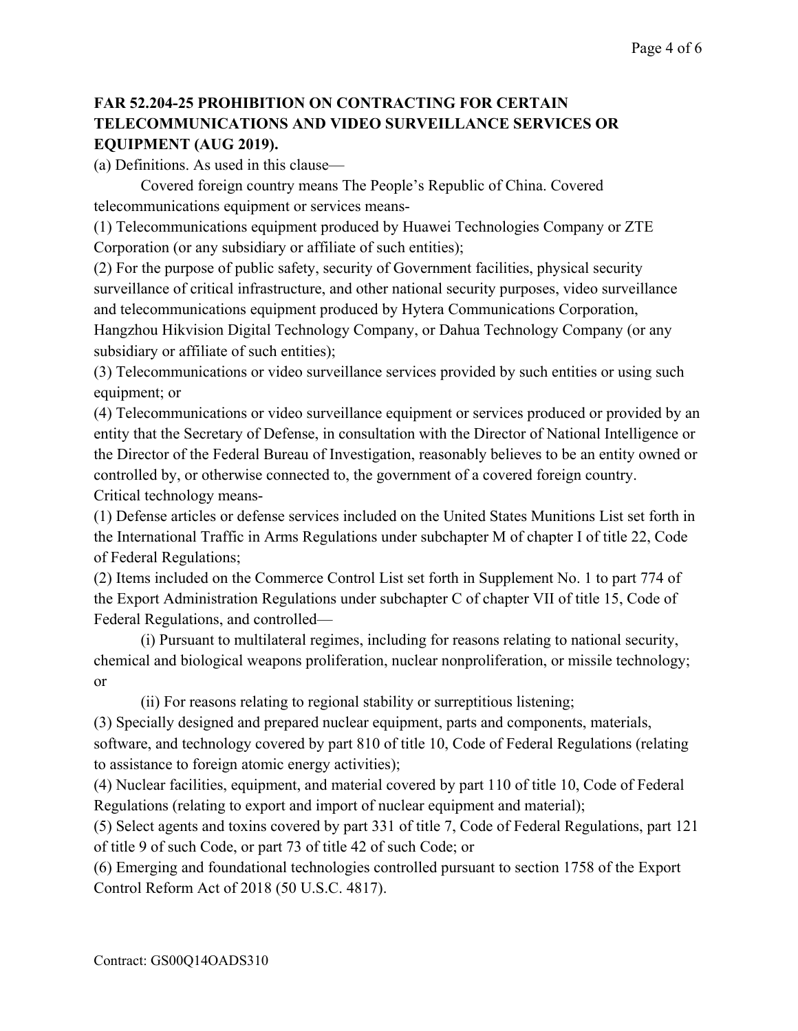**FAR 52.204-25 PROHIBITION ON CONTRACTING FOR CERTAIN TELECOMMUNICATIONS AND VIDEO SURVEILLANCE SERVICES OR EQUIPMENT (AUG 2019).**

(a) Definitions. As used in this clause—

Covered foreign country means The People's Republic of China. Covered telecommunications equipment or services means-

(1) Telecommunications equipment produced by Huawei Technologies Company or ZTE Corporation (or any subsidiary or affiliate of such entities);

(2) For the purpose of public safety, security of Government facilities, physical security surveillance of critical infrastructure, and other national security purposes, video surveillance and telecommunications equipment produced by Hytera Communications Corporation, Hangzhou Hikvision Digital Technology Company, or Dahua Technology Company (or any subsidiary or affiliate of such entities);

(3) Telecommunications or video surveillance services provided by such entities or using such equipment; or

(4) Telecommunications or video surveillance equipment or services produced or provided by an entity that the Secretary of Defense, in consultation with the Director of National Intelligence or the Director of the Federal Bureau of Investigation, reasonably believes to be an entity owned or controlled by, or otherwise connected to, the government of a covered foreign country.

Critical technology means-

(1) Defense articles or defense services included on the United States Munitions List set forth in the International Traffic in Arms Regulations under subchapter M of chapter I of title 22, Code of Federal Regulations;

(2) Items included on the Commerce Control List set forth in Supplement No. 1 to part 774 of the Export Administration Regulations under subchapter C of chapter VII of title 15, Code of Federal Regulations, and controlled—

(i) Pursuant to multilateral regimes, including for reasons relating to national security, chemical and biological weapons proliferation, nuclear nonproliferation, or missile technology; or

(ii) For reasons relating to regional stability or surreptitious listening;

(3) Specially designed and prepared nuclear equipment, parts and components, materials, software, and technology covered by part 810 of title 10, Code of Federal Regulations (relating to assistance to foreign atomic energy activities);

(4) Nuclear facilities, equipment, and material covered by part 110 of title 10, Code of Federal Regulations (relating to export and import of nuclear equipment and material);

(5) Select agents and toxins covered by part 331 of title 7, Code of Federal Regulations, part 121 of title 9 of such Code, or part 73 of title 42 of such Code; or

(6) Emerging and foundational technologies controlled pursuant to section 1758 of the Export Control Reform Act of 2018 (50 U.S.C. 4817).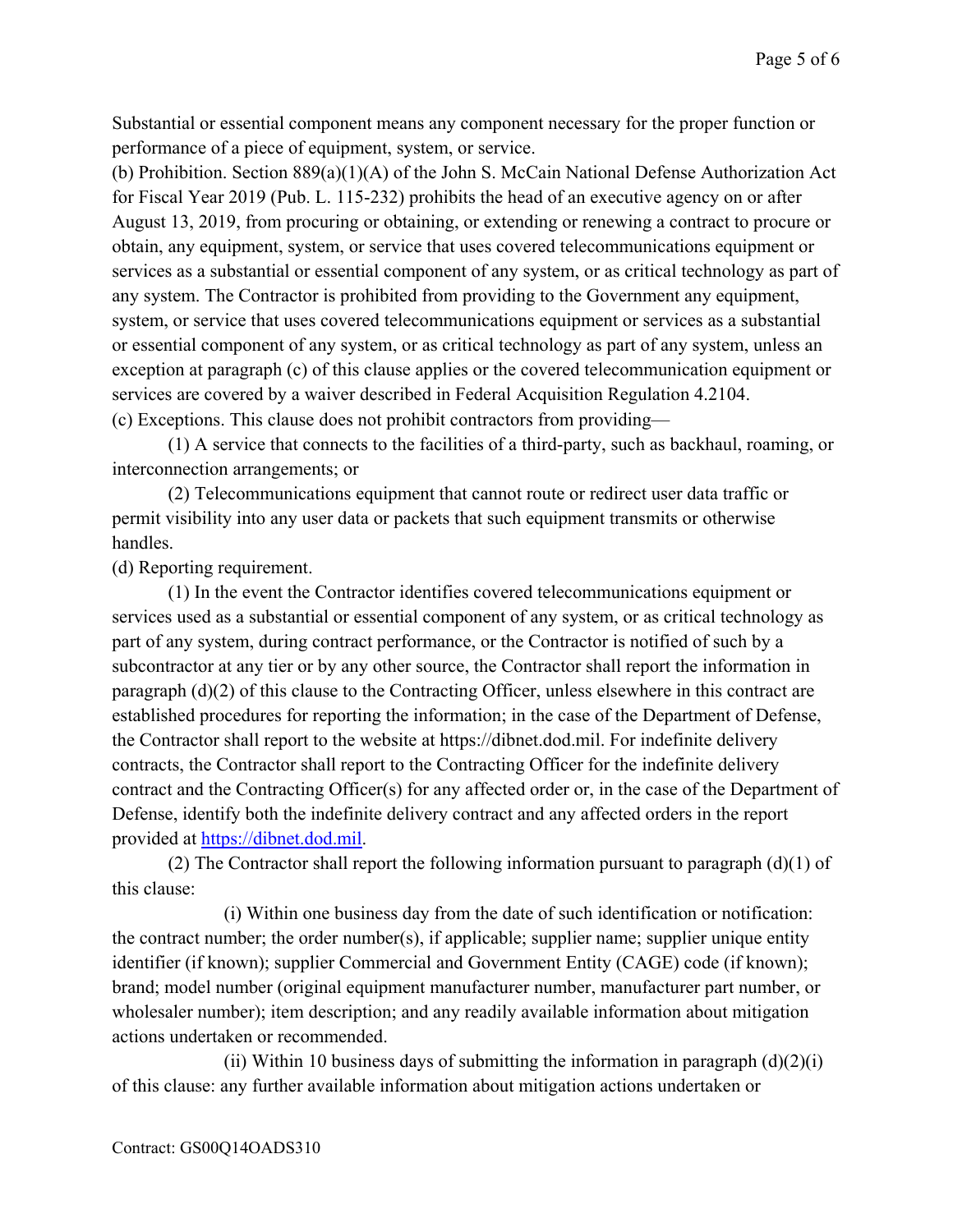Substantial or essential component means any component necessary for the proper function or performance of a piece of equipment, system, or service.

(b) Prohibition. Section 889(a)(1)(A) of the John S. McCain National Defense Authorization Act for Fiscal Year 2019 (Pub. L. 115-232) prohibits the head of an executive agency on or after August 13, 2019, from procuring or obtaining, or extending or renewing a contract to procure or obtain, any equipment, system, or service that uses covered telecommunications equipment or services as a substantial or essential component of any system, or as critical technology as part of any system. The Contractor is prohibited from providing to the Government any equipment, system, or service that uses covered telecommunications equipment or services as a substantial or essential component of any system, or as critical technology as part of any system, unless an exception at paragraph (c) of this clause applies or the covered telecommunication equipment or services are covered by a waiver described in Federal Acquisition Regulation 4.2104.

(c) Exceptions. This clause does not prohibit contractors from providing—

(1) A service that connects to the facilities of a third-party, such as backhaul, roaming, or interconnection arrangements; or

(2) Telecommunications equipment that cannot route or redirect user data traffic or permit visibility into any user data or packets that such equipment transmits or otherwise handles.

(d) Reporting requirement.

(1) In the event the Contractor identifies covered telecommunications equipment or services used as a substantial or essential component of any system, or as critical technology as part of any system, during contract performance, or the Contractor is notified of such by a subcontractor at any tier or by any other source, the Contractor shall report the information in paragraph (d)(2) of this clause to the Contracting Officer, unless elsewhere in this contract are established procedures for reporting the information; in the case of the Department of Defense, the Contractor shall report to the website at https://dibnet.dod.mil. For indefinite delivery contracts, the Contractor shall report to the Contracting Officer for the indefinite delivery contract and the Contracting Officer(s) for any affected order or, in the case of the Department of Defense, identify both the indefinite delivery contract and any affected orders in the report provided at [https://dibnet.dod.mil](https://dibnet.dod.mil).

(2) The Contractor shall report the following information pursuant to paragraph (d)(1) of this clause:

(i) Within one business day from the date of such identification or notification: the contract number; the order number(s), if applicable; supplier name; supplier unique entity identifier (if known); supplier Commercial and Government Entity (CAGE) code (if known); brand; model number (original equipment manufacturer number, manufacturer part number, or wholesaler number); item description; and any readily available information about mitigation actions undertaken or recommended.

(ii) Within 10 business days of submitting the information in paragraph (d)(2)(i) of this clause: any further available information about mitigation actions undertaken or

Contract: GS00Q14OADS310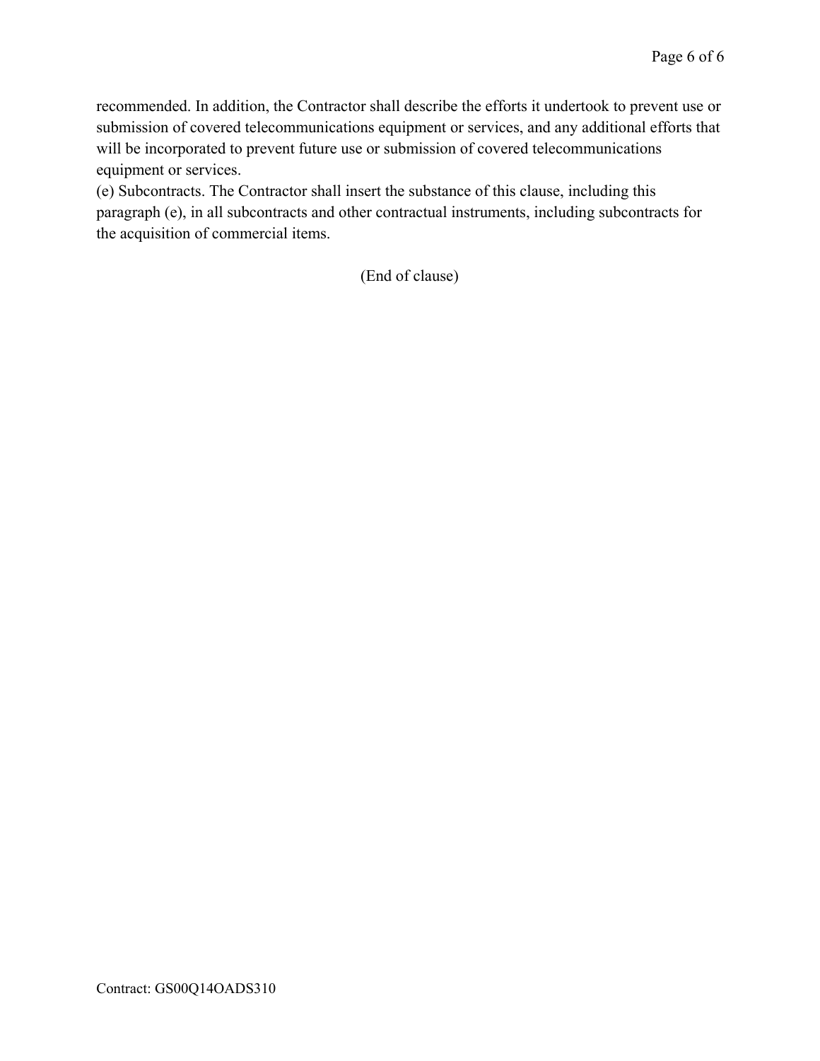recommended. In addition, the Contractor shall describe the efforts it undertook to prevent use or submission of covered telecommunications equipment or services, and any additional efforts that will be incorporated to prevent future use or submission of covered telecommunications equipment or services.

(e) Subcontracts. The Contractor shall insert the substance of this clause, including this paragraph (e), in all subcontracts and other contractual instruments, including subcontracts for the acquisition of commercial items.

(End of clause)